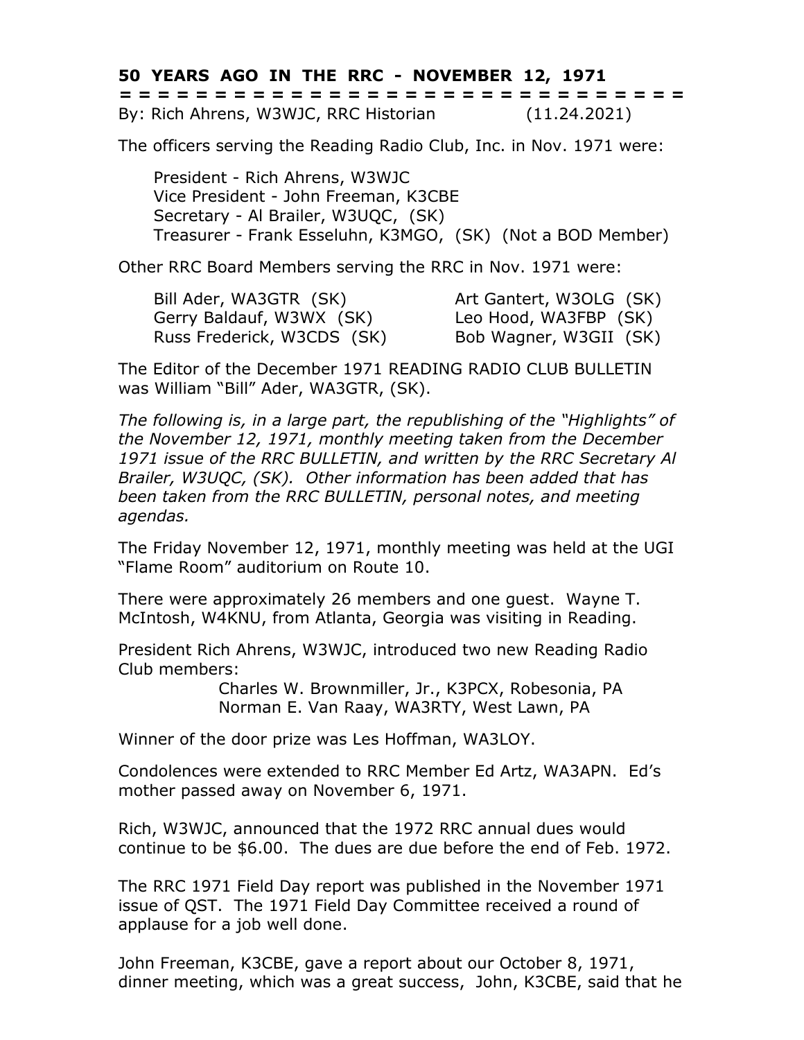**50 YEARS AGO IN THE RRC - NOVEMBER 12, 1971**

= = = = = = = = = = = = = = = = = = = = = = = = = = = = = = = = =

By: Rich Ahrens, W3WJC, RRC Historian (11.24.2021)

The officers serving the Reading Radio Club, Inc. in Nov. 1971 were:

President - Rich Ahrens, W3WJC
Vice President - John Freeman, K3CBE
Secretary - Al Brailer, W3UQC, (SK)
Treasurer - Frank Esseluhn, K3MGO, (SK) (Not a BOD Member)

Other RRC Board Members serving the RRC in Nov. 1971 were:

Bill Ader, WA3GTR (SK)
Gerry Baldauf, W3WX (SK)
Russ Frederick, W3CDS (SK)
Art Gantert, W3OLG (SK)
Leo Hood, WA3FBP (SK)
Bob Wagner, W3GII (SK)

The Editor of the December 1971 READING RADIO CLUB BULLETIN was William "Bill" Ader, WA3GTR, (SK).

*The following is, in a large part, the republishing of the "Highlights" of the November 12, 1971, monthly meeting taken from the December 1971 issue of the RRC BULLETIN, and written by the RRC Secretary Al Brailer, W3UQC, (SK). Other information has been added that has been taken from the RRC BULLETIN, personal notes, and meeting agendas.*

The Friday November 12, 1971, monthly meeting was held at the UGI "Flame Room" auditorium on Route 10.

There were approximately 26 members and one guest. Wayne T. McIntosh, W4KNU, from Atlanta, Georgia was visiting in Reading.

President Rich Ahrens, W3WJC, introduced two new Reading Radio Club members:

Charles W. Brownmiller, Jr., K3PCX, Robesonia, PA
Norman E. Van Raay, WA3RTY, West Lawn, PA

Winner of the door prize was Les Hoffman, WA3LOY.

Condolences were extended to RRC Member Ed Artz, WA3APN. Ed's mother passed away on November 6, 1971.

Rich, W3WJC, announced that the 1972 RRC annual dues would continue to be $6.00. The dues are due before the end of Feb. 1972.

The RRC 1971 Field Day report was published in the November 1971 issue of QST. The 1971 Field Day Committee received a round of applause for a job well done.

John Freeman, K3CBE, gave a report about our October 8, 1971, dinner meeting, which was a great success, John, K3CBE, said that he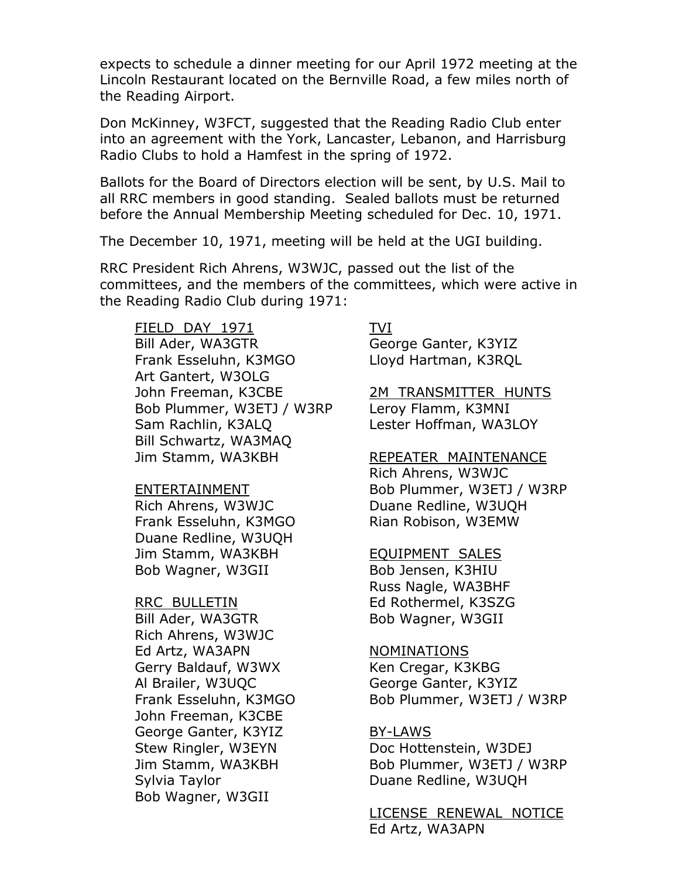expects to schedule a dinner meeting for our April 1972 meeting at the Lincoln Restaurant located on the Bernville Road, a few miles north of the Reading Airport.

Don McKinney, W3FCT, suggested that the Reading Radio Club enter into an agreement with the York, Lancaster, Lebanon, and Harrisburg Radio Clubs to hold a Hamfest in the spring of 1972.

Ballots for the Board of Directors election will be sent, by U.S. Mail to all RRC members in good standing. Sealed ballots must be returned before the Annual Membership Meeting scheduled for Dec. 10, 1971.

The December 10, 1971, meeting will be held at the UGI building.

RRC President Rich Ahrens, W3WJC, passed out the list of the committees, and the members of the committees, which were active in the Reading Radio Club during 1971:

<u>FIELD DAY 1971</u>
Bill Ader, WA3GTR
Frank Esseluhn, K3MGO
Art Gantert, W3OLG
John Freeman, K3CBE
Bob Plummer, W3ETJ / W3RP
Sam Rachlin, K3ALQ
Bill Schwartz, WA3MAQ
Jim Stamm, WA3KBH

<u>ENTERTAINMENT</u>
Rich Ahrens, W3WJC
Frank Esseluhn, K3MGO
Duane Redline, W3UQH
Jim Stamm, WA3KBH
Bob Wagner, W3GII

<u>RRC BULLETIN</u>
Bill Ader, WA3GTR
Rich Ahrens, W3WJC
Ed Artz, WA3APN
Gerry Baldauf, W3WX
Al Brailer, W3UQC
Frank Esseluhn, K3MGO
John Freeman, K3CBE
George Ganter, K3YIZ
Stew Ringler, W3EYN
Jim Stamm, WA3KBH
Sylvia Taylor
Bob Wagner, W3GII

<u>TVI</u>
George Ganter, K3YIZ
Lloyd Hartman, K3RQL

<u>2M TRANSMITTER HUNTS</u>
Leroy Flamm, K3MNI
Lester Hoffman, WA3LOY

<u>REPEATER MAINTENANCE</u>
Rich Ahrens, W3WJC
Bob Plummer, W3ETJ / W3RP
Duane Redline, W3UQH
Rian Robison, W3EMW

<u>EQUIPMENT SALES</u>
Bob Jensen, K3HIU
Russ Nagle, WA3BHF
Ed Rothermel, K3SZG
Bob Wagner, W3GII

<u>NOMINATIONS</u>
Ken Cregar, K3KBG
George Ganter, K3YIZ
Bob Plummer, W3ETJ / W3RP

<u>BY-LAWS</u>
Doc Hottenstein, W3DEJ
Bob Plummer, W3ETJ / W3RP
Duane Redline, W3UQH

<u>LICENSE RENEWAL NOTICE</u>
Ed Artz, WA3APN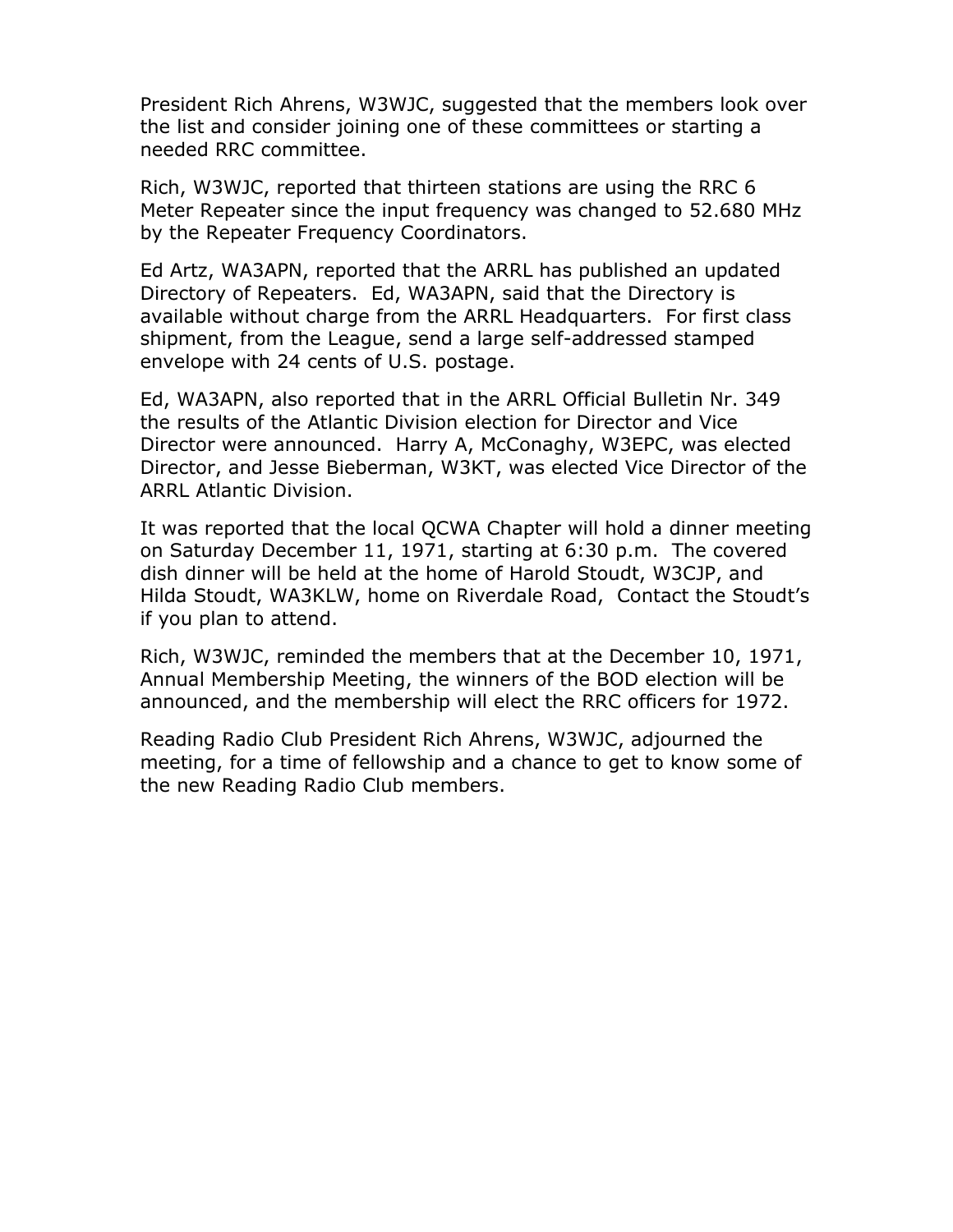President Rich Ahrens, W3WJC, suggested that the members look over the list and consider joining one of these committees or starting a needed RRC committee.

Rich, W3WJC, reported that thirteen stations are using the RRC 6 Meter Repeater since the input frequency was changed to 52.680 MHz by the Repeater Frequency Coordinators.

Ed Artz, WA3APN, reported that the ARRL has published an updated Directory of Repeaters. Ed, WA3APN, said that the Directory is available without charge from the ARRL Headquarters. For first class shipment, from the League, send a large self-addressed stamped envelope with 24 cents of U.S. postage.

Ed, WA3APN, also reported that in the ARRL Official Bulletin Nr. 349 the results of the Atlantic Division election for Director and Vice Director were announced. Harry A, McConaghy, W3EPC, was elected Director, and Jesse Bieberman, W3KT, was elected Vice Director of the ARRL Atlantic Division.

It was reported that the local QCWA Chapter will hold a dinner meeting on Saturday December 11, 1971, starting at 6:30 p.m. The covered dish dinner will be held at the home of Harold Stoudt, W3CJP, and Hilda Stoudt, WA3KLW, home on Riverdale Road, Contact the Stoudt's if you plan to attend.

Rich, W3WJC, reminded the members that at the December 10, 1971, Annual Membership Meeting, the winners of the BOD election will be announced, and the membership will elect the RRC officers for 1972.

Reading Radio Club President Rich Ahrens, W3WJC, adjourned the meeting, for a time of fellowship and a chance to get to know some of the new Reading Radio Club members.